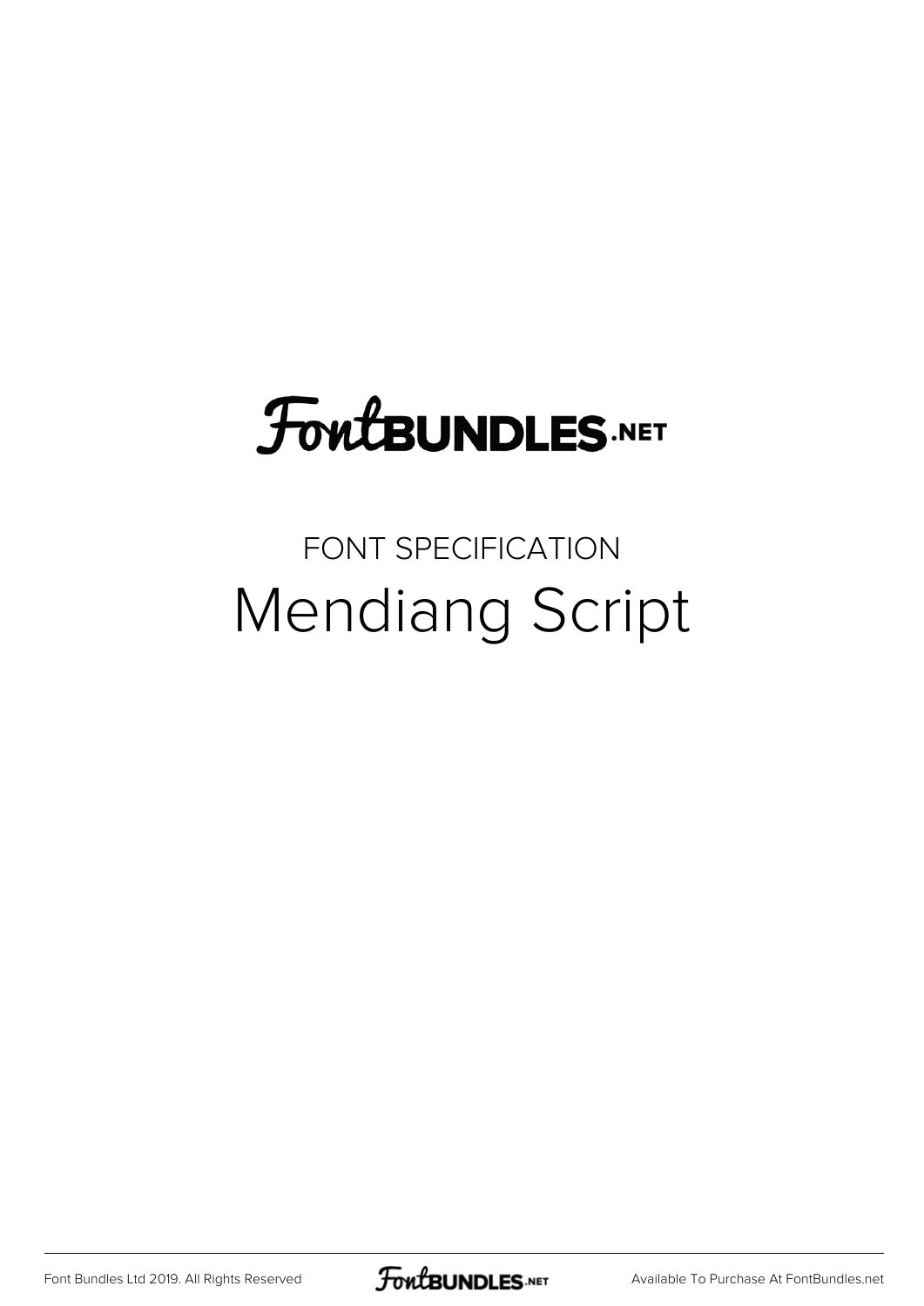# FontBUNDLES.NET

FONT SPECIFICATION

## Mendiang Script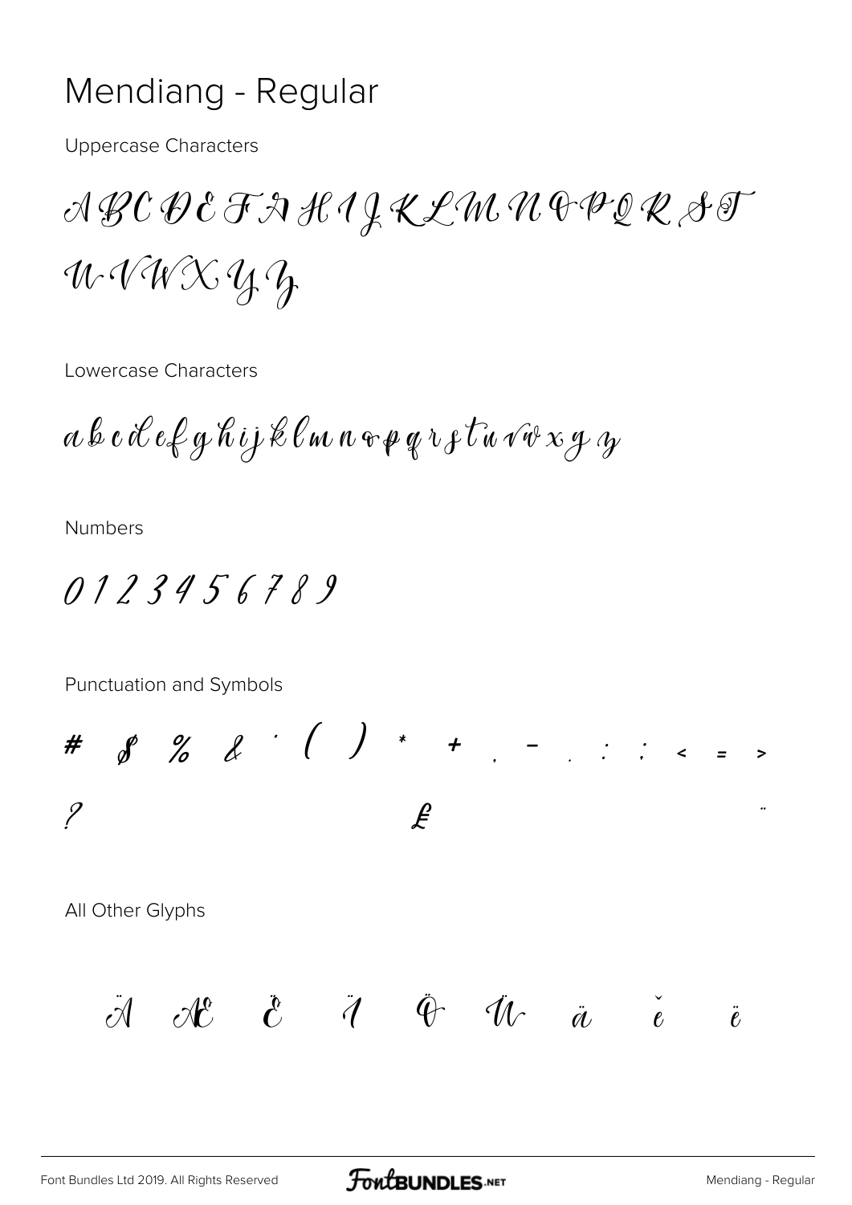# Mendiang - Regular

Uppercase Characters

A B C D E F G H I J K L M N O P Q R S T U V W X Y Z

Lowercase Characters

a b c d e f g h i j k l m n o p q r s t u v w x y z

Numbers

0 1 2 3 4 5 6 7 8 9

Punctuation and Symbols

# $ % & ' ( ) * + , - . : ; < = >

? £ ¨

All Other Glyphs

Ä Æ È Ï Ö Ü ä ě ë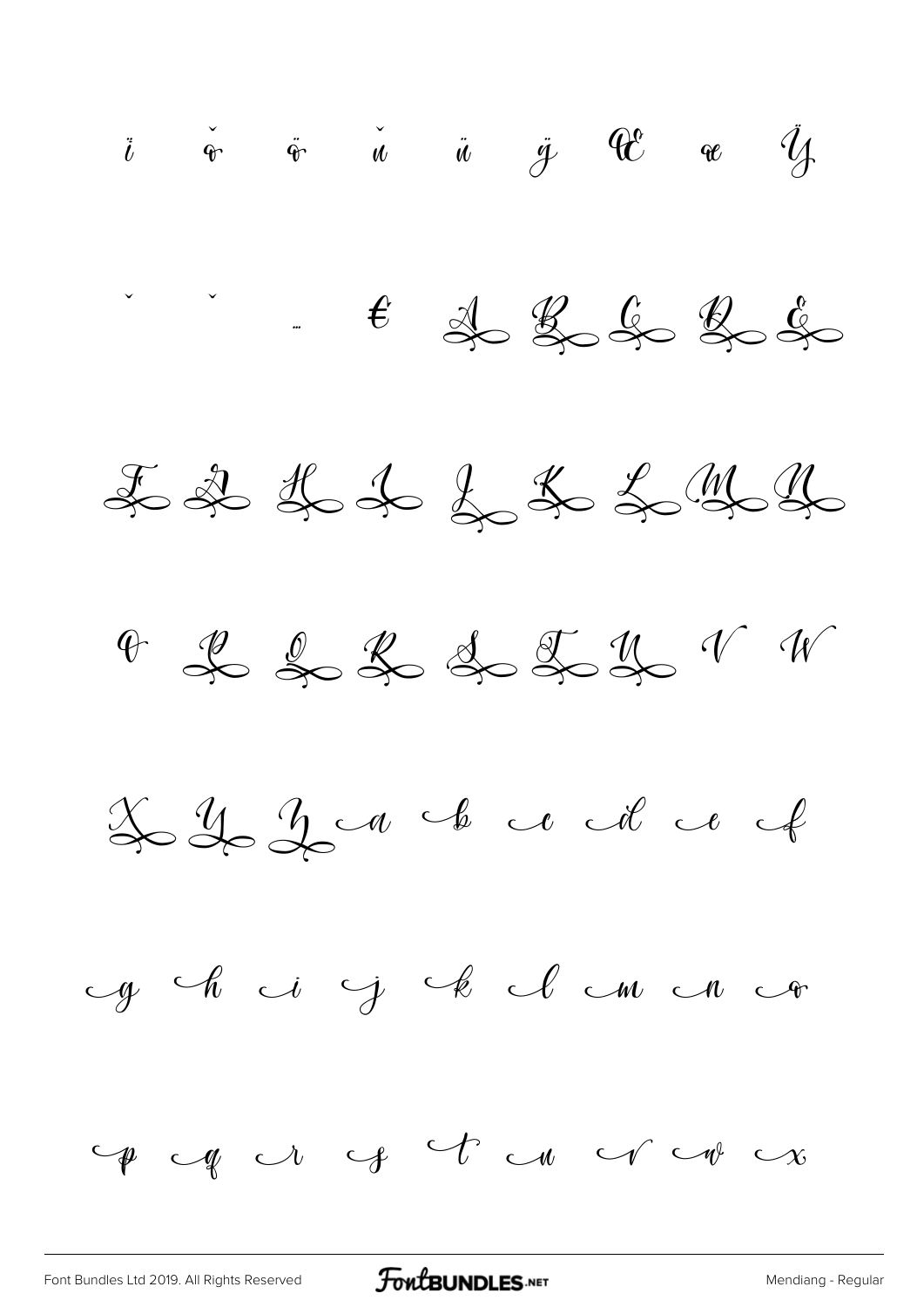ï ŏ ö ŭ ü ÿ Œ œ Ÿ

ˇ ˇ … € A B C D E

F G H I J K L M N

O P Q R S T U V W

X Y Z a b c d e f

g h i j k l m n o

p q r s t u v w x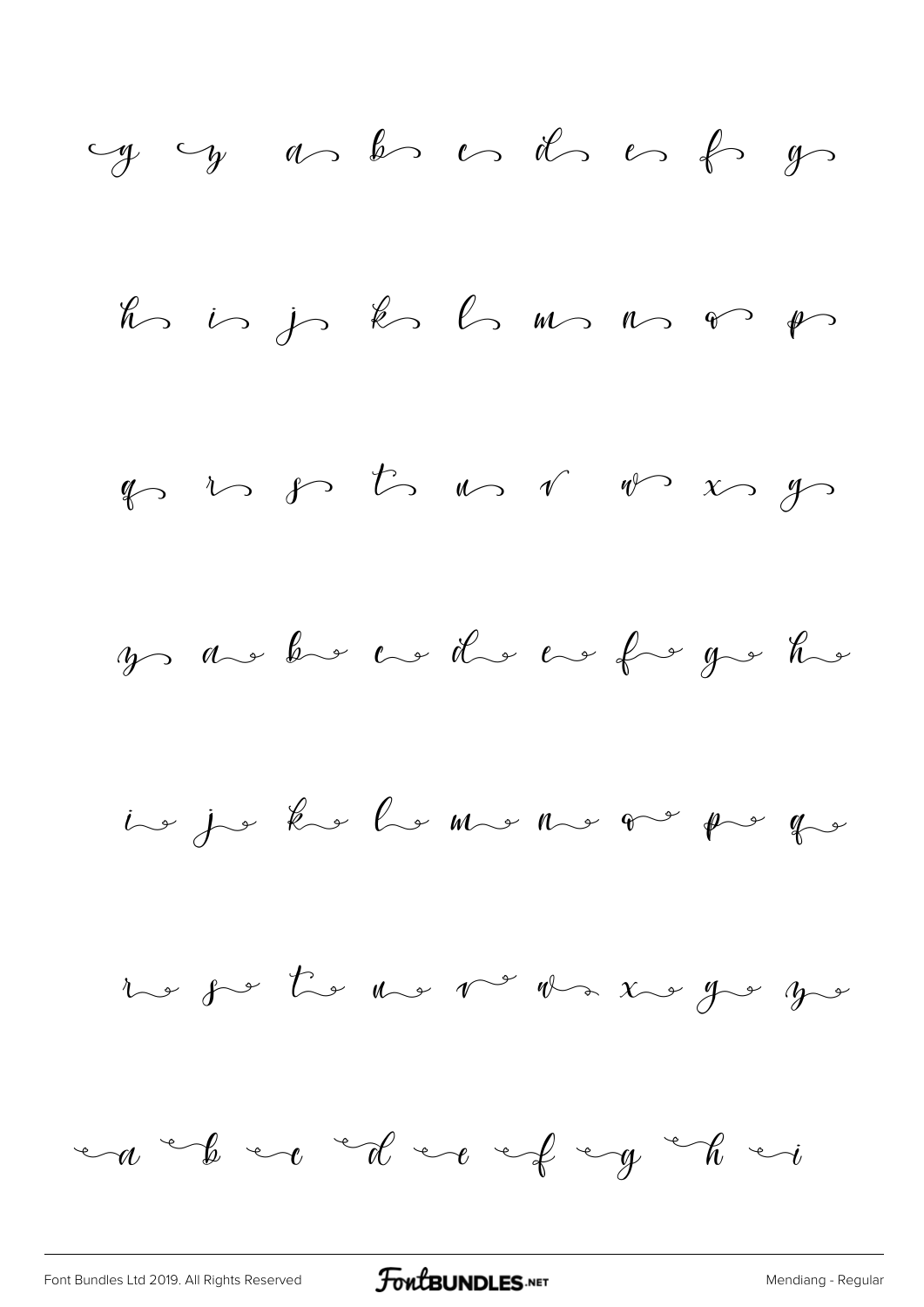y y a b c d e f g

h i j k l m n o p

q r s t u v w x y

y a b c d e f g h

i j k l m n o p q

r s t u v w x y y

a b c d e f g h i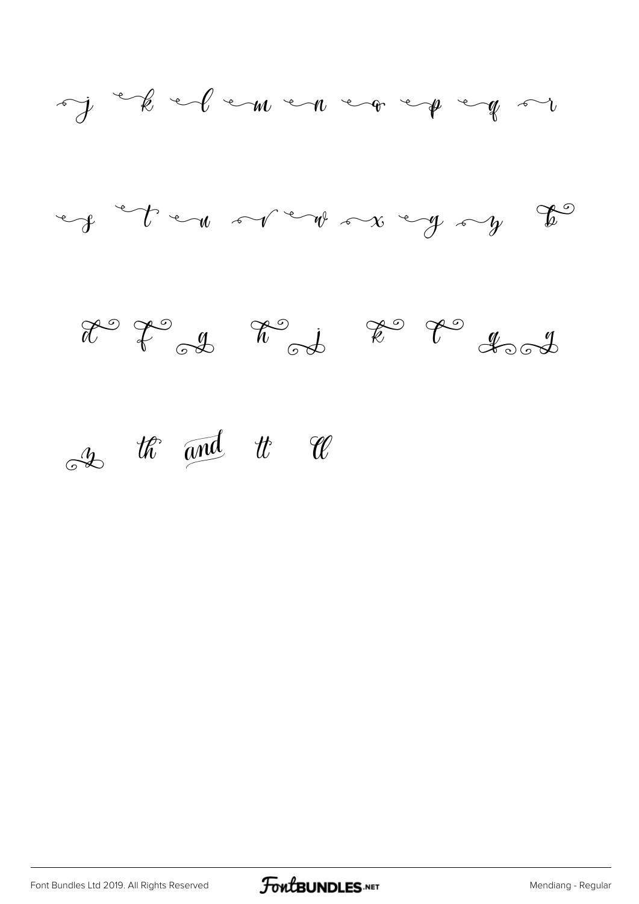j k l m n o p q r

s t u v w x y z b

d f g h j k l q g

y th and tt ll